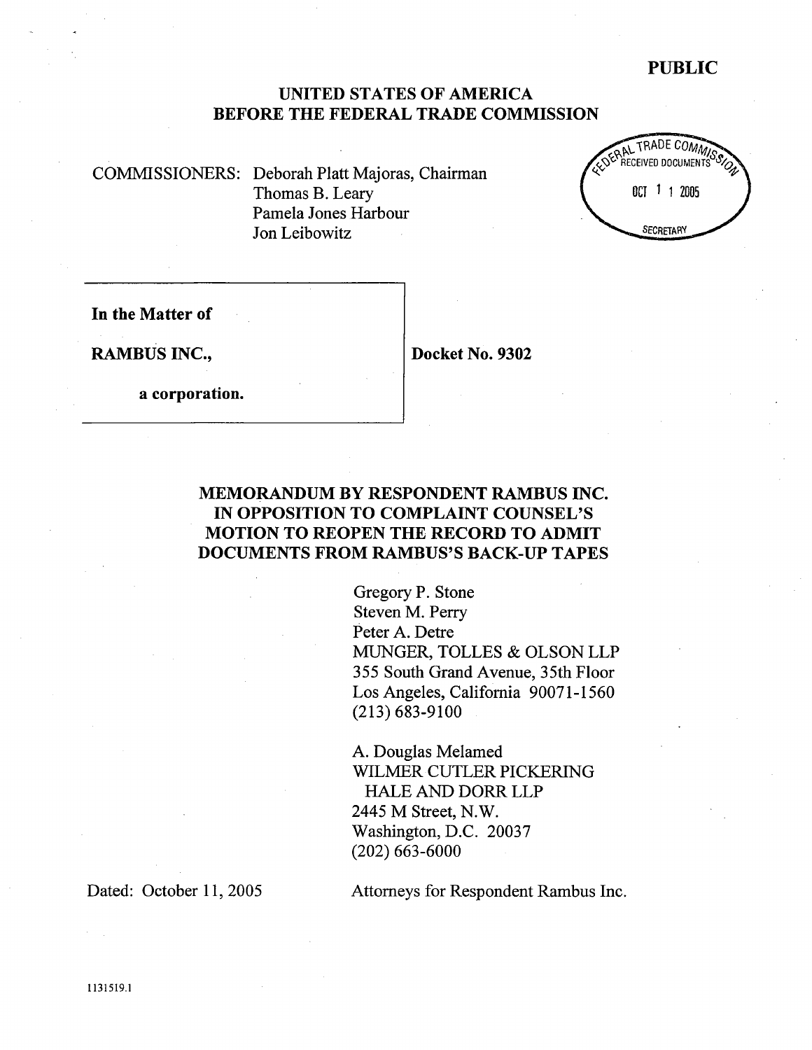**PUBLIC**

**UNITED STATES OF AMERICA**
**BEFORE THE FEDERAL TRADE COMMISSION**

COMMISSIONERS: Deborah Platt Majoras, Chairman
Thomas B. Leary
Pamela Jones Harbour
Jon Leibowitz

FEDERAL TRADE COMMISSION
RECEIVED DOCUMENTS
OCT 11 2005
SECRETARY

| | |
|---|---|
| **In the Matter of**<br><br>**RAMBUS INC.,**<br><br>**a corporation.** | **Docket No. 9302** |

**MEMORANDUM BY RESPONDENT RAMBUS INC. IN OPPOSITION TO COMPLAINT COUNSEL'S MOTION TO REOPEN THE RECORD TO ADMIT DOCUMENTS FROM RAMBUS'S BACK-UP TAPES**

Gregory P. Stone
Steven M. Perry
Peter A. Detre
MUNGER, TOLLES & OLSON LLP
355 South Grand Avenue, 35th Floor
Los Angeles, California 90071-1560
(213) 683-9100

A. Douglas Melamed
WILMER CUTLER PICKERING
HALE AND DORR LLP
2445 M Street, N.W.
Washington, D.C. 20037
(202) 663-6000

Dated: October 11, 2005

Attorneys for Respondent Rambus Inc.

1131519.1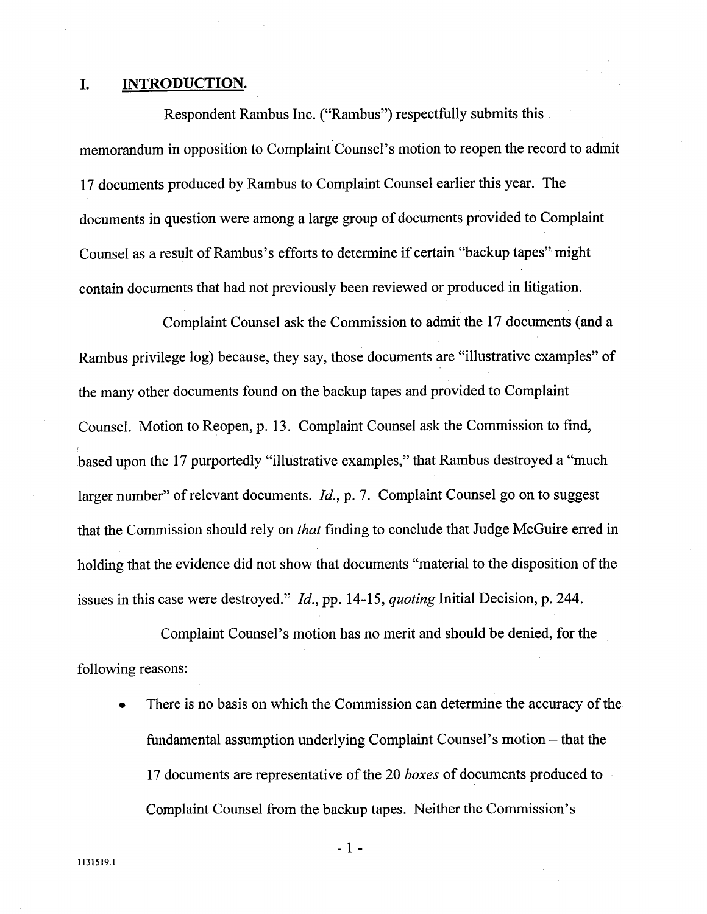## I. INTRODUCTION.

Respondent Rambus Inc. ("Rambus") respectfully submits this memorandum in opposition to Complaint Counsel's motion to reopen the record to admit 17 documents produced by Rambus to Complaint Counsel earlier this year. The documents in question were among a large group of documents provided to Complaint Counsel as a result of Rambus's efforts to determine if certain "backup tapes" might contain documents that had not previously been reviewed or produced in litigation.

Complaint Counsel ask the Commission to admit the 17 documents (and a Rambus privilege log) because, they say, those documents are "illustrative examples" of the many other documents found on the backup tapes and provided to Complaint Counsel. Motion to Reopen, p. 13. Complaint Counsel ask the Commission to find, based upon the 17 purportedly "illustrative examples," that Rambus destroyed a "much larger number" of relevant documents. *Id.*, p. 7. Complaint Counsel go on to suggest that the Commission should rely on *that* finding to conclude that Judge McGuire erred in holding that the evidence did not show that documents "material to the disposition of the issues in this case were destroyed." *Id.*, pp. 14-15, *quoting* Initial Decision, p. 244.

Complaint Counsel's motion has no merit and should be denied, for the following reasons:

- There is no basis on which the Commission can determine the accuracy of the fundamental assumption underlying Complaint Counsel's motion – that the 17 documents are representative of the 20 *boxes* of documents produced to Complaint Counsel from the backup tapes. Neither the Commission's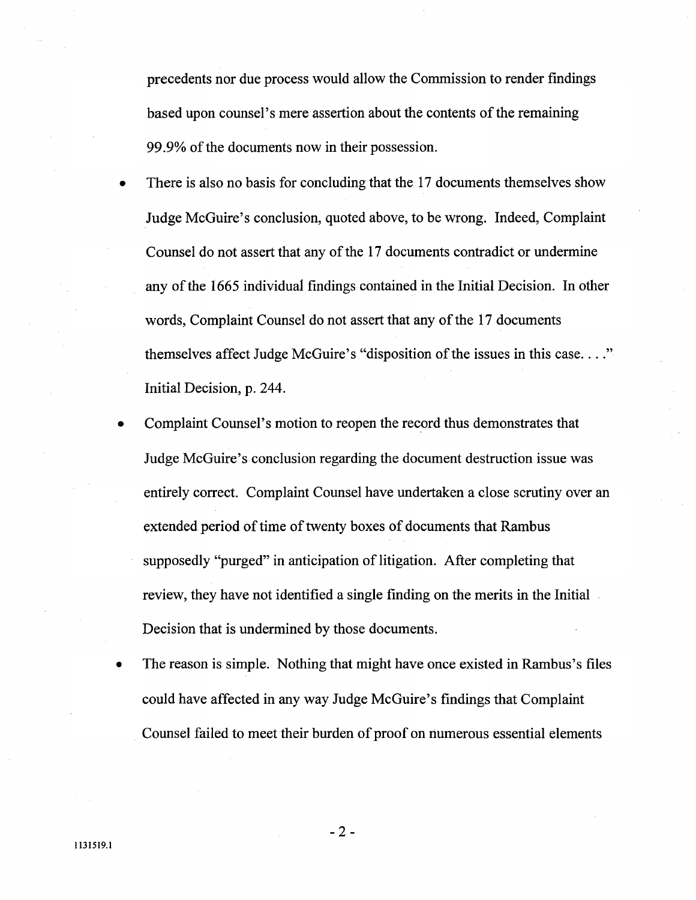precedents nor due process would allow the Commission to render findings based upon counsel's mere assertion about the contents of the remaining 99.9% of the documents now in their possession.

- There is also no basis for concluding that the 17 documents themselves show Judge McGuire's conclusion, quoted above, to be wrong. Indeed, Complaint Counsel do not assert that any of the 17 documents contradict or undermine any of the 1665 individual findings contained in the Initial Decision. In other words, Complaint Counsel do not assert that any of the 17 documents themselves affect Judge McGuire's "disposition of the issues in this case. . . ." Initial Decision, p. 244.
- Complaint Counsel's motion to reopen the record thus demonstrates that Judge McGuire's conclusion regarding the document destruction issue was entirely correct. Complaint Counsel have undertaken a close scrutiny over an extended period of time of twenty boxes of documents that Rambus supposedly "purged" in anticipation of litigation. After completing that review, they have not identified a single finding on the merits in the Initial Decision that is undermined by those documents.
- The reason is simple. Nothing that might have once existed in Rambus's files could have affected in any way Judge McGuire's findings that Complaint Counsel failed to meet their burden of proof on numerous essential elements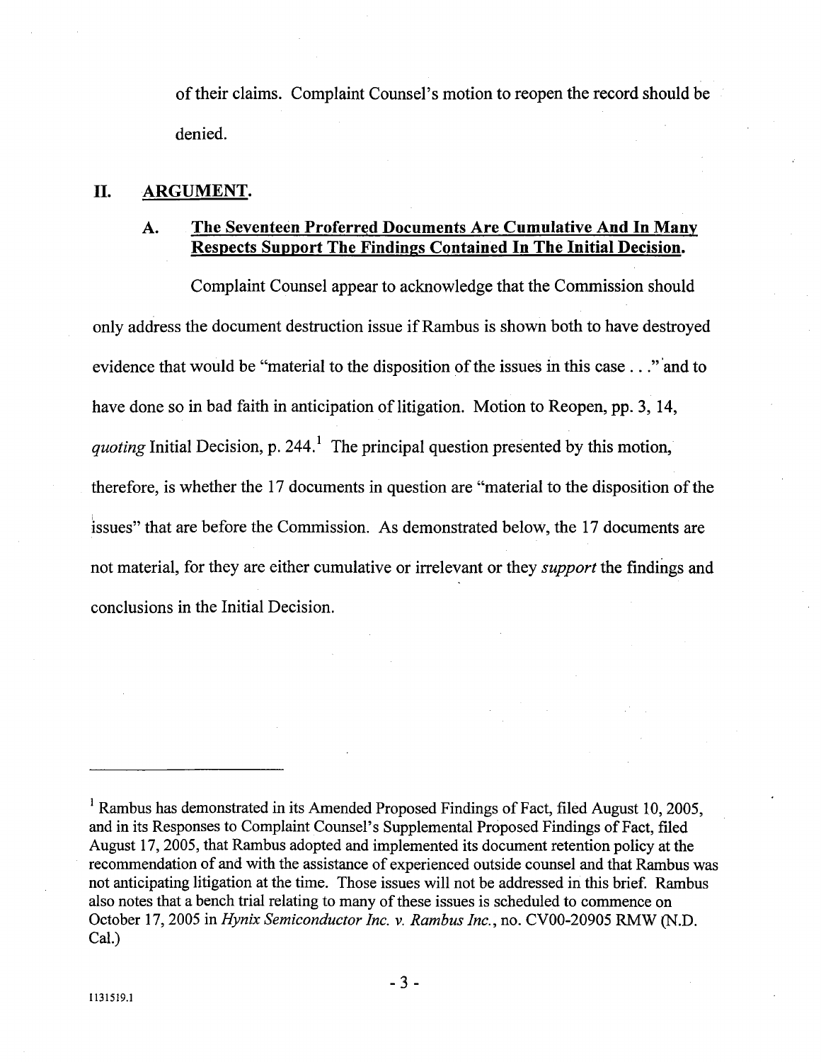of their claims. Complaint Counsel's motion to reopen the record should be denied.

## II. ARGUMENT.

### A. Seventeen Proferred Documents Are Cumulative And In Many Respects Support The Findings Contained In The Initial Decision.

Complaint Counsel appear to acknowledge that the Commission should only address the document destruction issue if Rambus is shown both to have destroyed evidence that would be "material to the disposition of the issues in this case . . ." and to have done so in bad faith in anticipation of litigation. Motion to Reopen, pp. 3, 14, *quoting* Initial Decision, p. 244.[1] The principal question presented by this motion, therefore, is whether the 17 documents in question are "material to the disposition of the issues" that are before the Commission. As demonstrated below, the 17 documents are not material, for they are either cumulative or irrelevant or they *support* the findings and conclusions in the Initial Decision.

---

[1] Rambus has demonstrated in its Amended Proposed Findings of Fact, filed August 10, 2005, and in its Responses to Complaint Counsel's Supplemental Proposed Findings of Fact, filed August 17, 2005, that Rambus adopted and implemented its document retention policy at the recommendation of and with the assistance of experienced outside counsel and that Rambus was not anticipating litigation at the time. Those issues will not be addressed in this brief. Rambus also notes that a bench trial relating to many of these issues is scheduled to commence on October 17, 2005 in *Hynix Semiconductor Inc. v. Rambus Inc.*, no. CV00-20905 RMW (N.D. Cal.)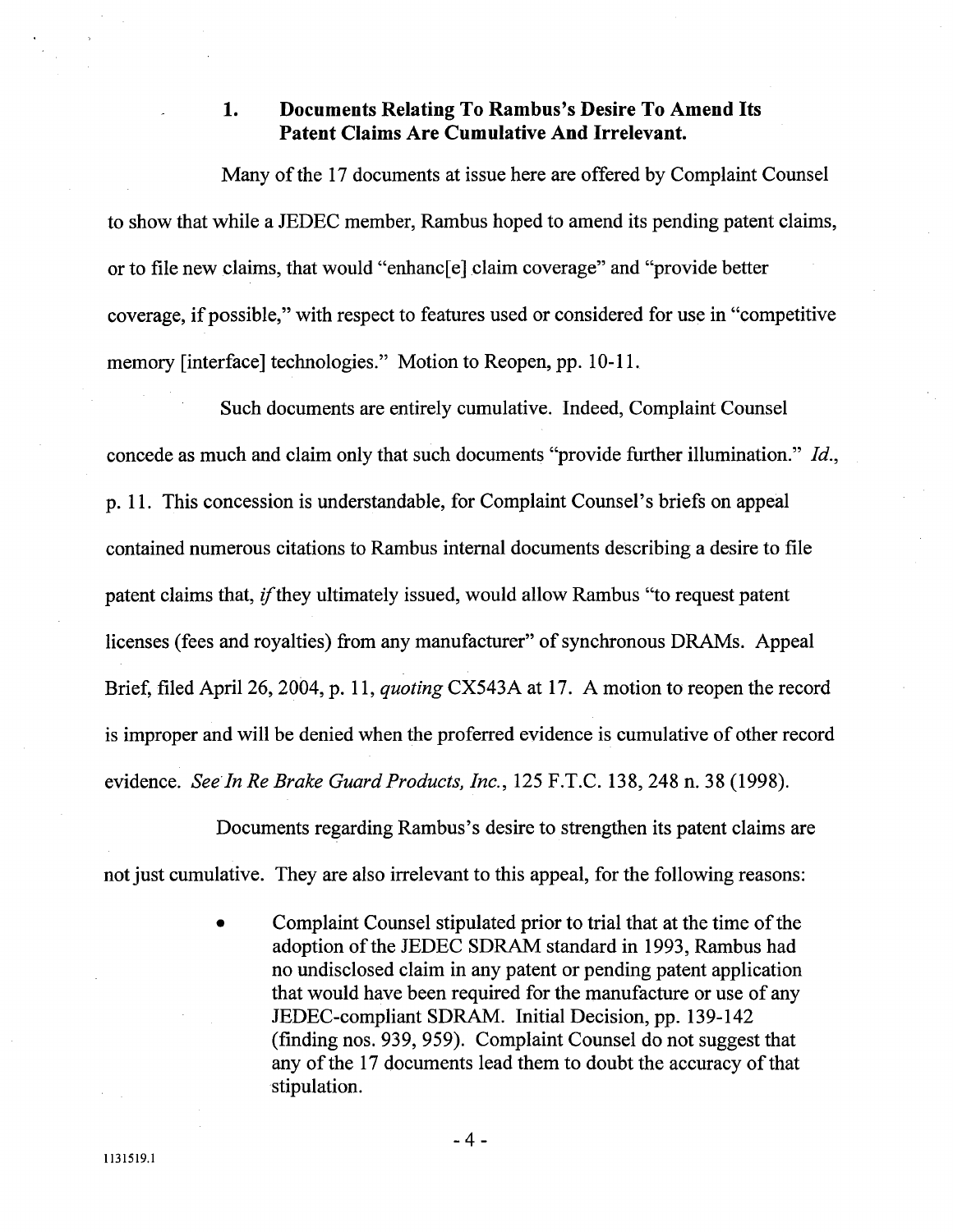### 1. Documents Relating To Rambus's Desire To Amend Its Patent Claims Are Cumulative And Irrelevant.

Many of the 17 documents at issue here are offered by Complaint Counsel to show that while a JEDEC member, Rambus hoped to amend its pending patent claims, or to file new claims, that would "enhanc[e] claim coverage" and "provide better coverage, if possible," with respect to features used or considered for use in "competitive memory [interface] technologies." Motion to Reopen, pp. 10-11.

Such documents are entirely cumulative. Indeed, Complaint Counsel concede as much and claim only that such documents "provide further illumination." *Id.*, p. 11. This concession is understandable, for Complaint Counsel's briefs on appeal contained numerous citations to Rambus internal documents describing a desire to file patent claims that, *if* they ultimately issued, would allow Rambus "to request patent licenses (fees and royalties) from any manufacturer" of synchronous DRAMs. Appeal Brief, filed April 26, 2004, p. 11, *quoting* CX543A at 17. A motion to reopen the record is improper and will be denied when the proferred evidence is cumulative of other record evidence. *See In Re Brake Guard Products, Inc.*, 125 F.T.C. 138, 248 n. 38 (1998).

Documents regarding Rambus's desire to strengthen its patent claims are not just cumulative. They are also irrelevant to this appeal, for the following reasons:

- Complaint Counsel stipulated prior to trial that at the time of the adoption of the JEDEC SDRAM standard in 1993, Rambus had no undisclosed claim in any patent or pending patent application that would have been required for the manufacture or use of any JEDEC-compliant SDRAM. Initial Decision, pp. 139-142 (finding nos. 939, 959). Complaint Counsel do not suggest that any of the 17 documents lead them to doubt the accuracy of that stipulation.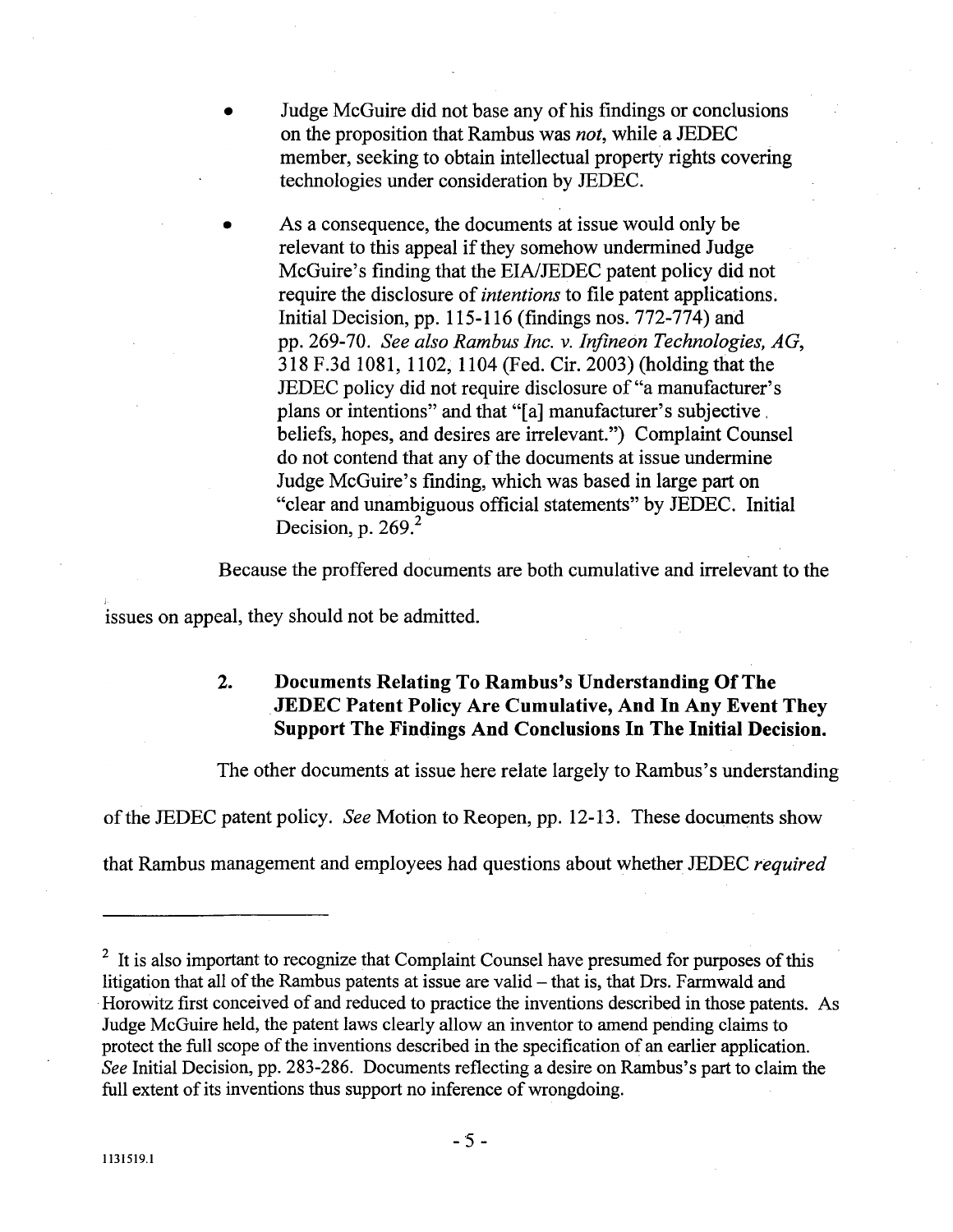- Judge McGuire did not base any of his findings or conclusions on the proposition that Rambus was *not*, while a JEDEC member, seeking to obtain intellectual property rights covering technologies under consideration by JEDEC.

- As a consequence, the documents at issue would only be relevant to this appeal if they somehow undermined Judge McGuire's finding that the EIA/JEDEC patent policy did not require the disclosure of *intentions* to file patent applications. Initial Decision, pp. 115-116 (findings nos. 772-774) and pp. 269-70. *See also Rambus Inc. v. Infineon Technologies, AG*, 318 F.3d 1081, 1102, 1104 (Fed. Cir. 2003) (holding that the JEDEC policy did not require disclosure of "a manufacturer's plans or intentions" and that "[a] manufacturer's subjective beliefs, hopes, and desires are irrelevant.") Complaint Counsel do not contend that any of the documents at issue undermine Judge McGuire's finding, which was based in large part on "clear and unambiguous official statements" by JEDEC. Initial Decision, p. 269.[2]

Because the proffered documents are both cumulative and irrelevant to the issues on appeal, they should not be admitted.

### 2. Documents Relating To Rambus's Understanding Of The JEDEC Patent Policy Are Cumulative, And In Any Event They Support The Findings And Conclusions In The Initial Decision.

The other documents at issue here relate largely to Rambus's understanding of the JEDEC patent policy. *See* Motion to Reopen, pp. 12-13. These documents show that Rambus management and employees had questions about whether JEDEC *required*

---

[2] It is also important to recognize that Complaint Counsel have presumed for purposes of this litigation that all of the Rambus patents at issue are valid – that is, that Drs. Farmwald and Horowitz first conceived of and reduced to practice the inventions described in those patents. As Judge McGuire held, the patent laws clearly allow an inventor to amend pending claims to protect the full scope of the inventions described in the specification of an earlier application. *See* Initial Decision, pp. 283-286. Documents reflecting a desire on Rambus's part to claim the full extent of its inventions thus support no inference of wrongdoing.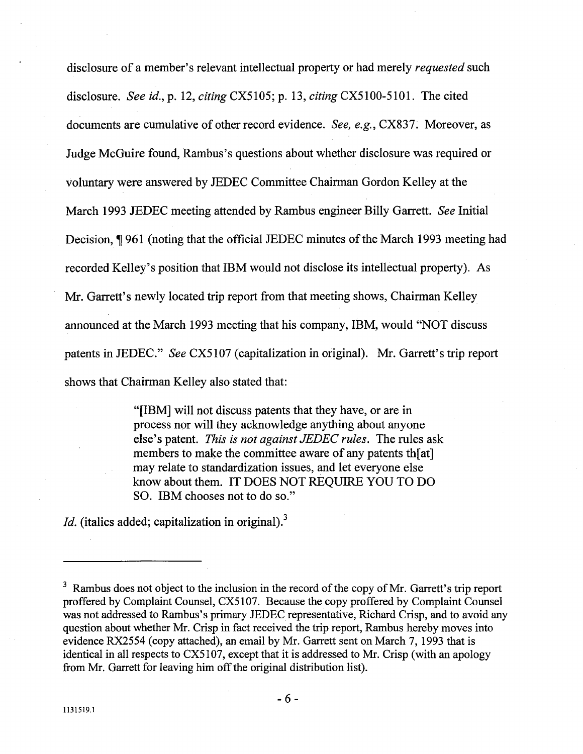disclosure of a member's relevant intellectual property or had merely *requested* such disclosure. *See id.*, p. 12, *citing* CX5105; p. 13, *citing* CX5100-5101. The cited documents are cumulative of other record evidence. *See, e.g.*, CX837. Moreover, as Judge McGuire found, Rambus's questions about whether disclosure was required or voluntary were answered by JEDEC Committee Chairman Gordon Kelley at the March 1993 JEDEC meeting attended by Rambus engineer Billy Garrett. *See* Initial Decision, ¶ 961 (noting that the official JEDEC minutes of the March 1993 meeting had recorded Kelley's position that IBM would not disclose its intellectual property). As Mr. Garrett's newly located trip report from that meeting shows, Chairman Kelley announced at the March 1993 meeting that his company, IBM, would "NOT discuss patents in JEDEC." *See* CX5107 (capitalization in original). Mr. Garrett's trip report shows that Chairman Kelley also stated that:

> "[IBM] will not discuss patents that they have, or are in process nor will they acknowledge anything about anyone else's patent. *This is not against JEDEC rules*. The rules ask members to make the committee aware of any patents th[at] may relate to standardization issues, and let everyone else know about them. IT DOES NOT REQUIRE YOU TO DO SO. IBM chooses not to do so."

*Id.* (italics added; capitalization in original).[3]

---

[3] Rambus does not object to the inclusion in the record of the copy of Mr. Garrett's trip report proffered by Complaint Counsel, CX5107. Because the copy proffered by Complaint Counsel was not addressed to Rambus's primary JEDEC representative, Richard Crisp, and to avoid any question about whether Mr. Crisp in fact received the trip report, Rambus hereby moves into evidence RX2554 (copy attached), an email by Mr. Garrett sent on March 7, 1993 that is identical in all respects to CX5107, except that it is addressed to Mr. Crisp (with an apology from Mr. Garrett for leaving him off the original distribution list).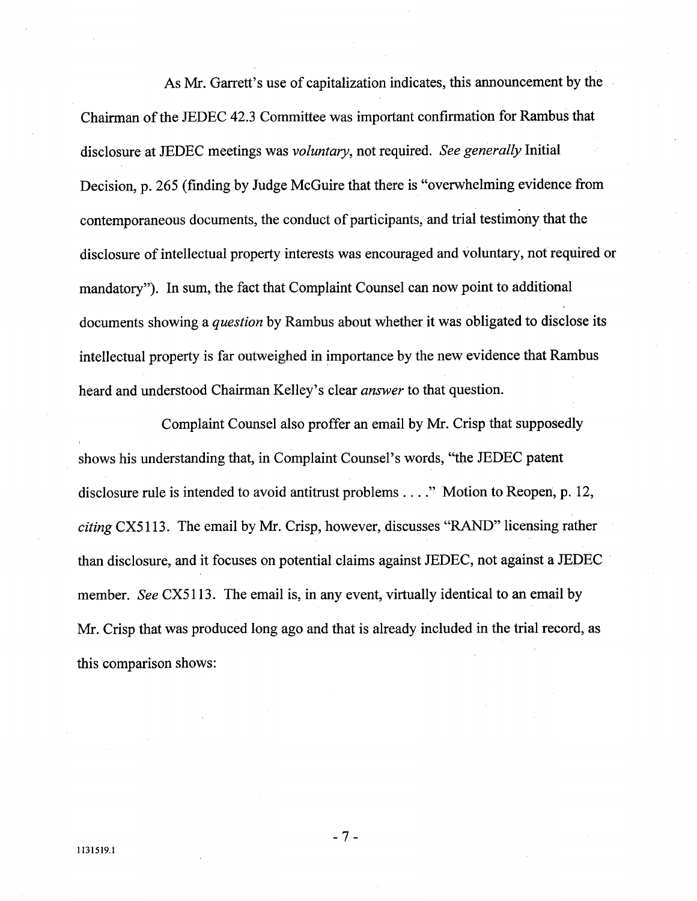As Mr. Garrett's use of capitalization indicates, this announcement by the Chairman of the JEDEC 42.3 Committee was important confirmation for Rambus that disclosure at JEDEC meetings was *voluntary*, not required. *See generally* Initial Decision, p. 265 (finding by Judge McGuire that there is "overwhelming evidence from contemporaneous documents, the conduct of participants, and trial testimony that the disclosure of intellectual property interests was encouraged and voluntary, not required or mandatory"). In sum, the fact that Complaint Counsel can now point to additional documents showing a *question* by Rambus about whether it was obligated to disclose its intellectual property is far outweighed in importance by the new evidence that Rambus heard and understood Chairman Kelley's clear *answer* to that question.

Complaint Counsel also proffer an email by Mr. Crisp that supposedly shows his understanding that, in Complaint Counsel's words, "the JEDEC patent disclosure rule is intended to avoid antitrust problems . . . ." Motion to Reopen, p. 12, *citing* CX5113. The email by Mr. Crisp, however, discusses "RAND" licensing rather than disclosure, and it focuses on potential claims against JEDEC, not against a JEDEC member. *See* CX5113. The email is, in any event, virtually identical to an email by Mr. Crisp that was produced long ago and that is already included in the trial record, as this comparison shows: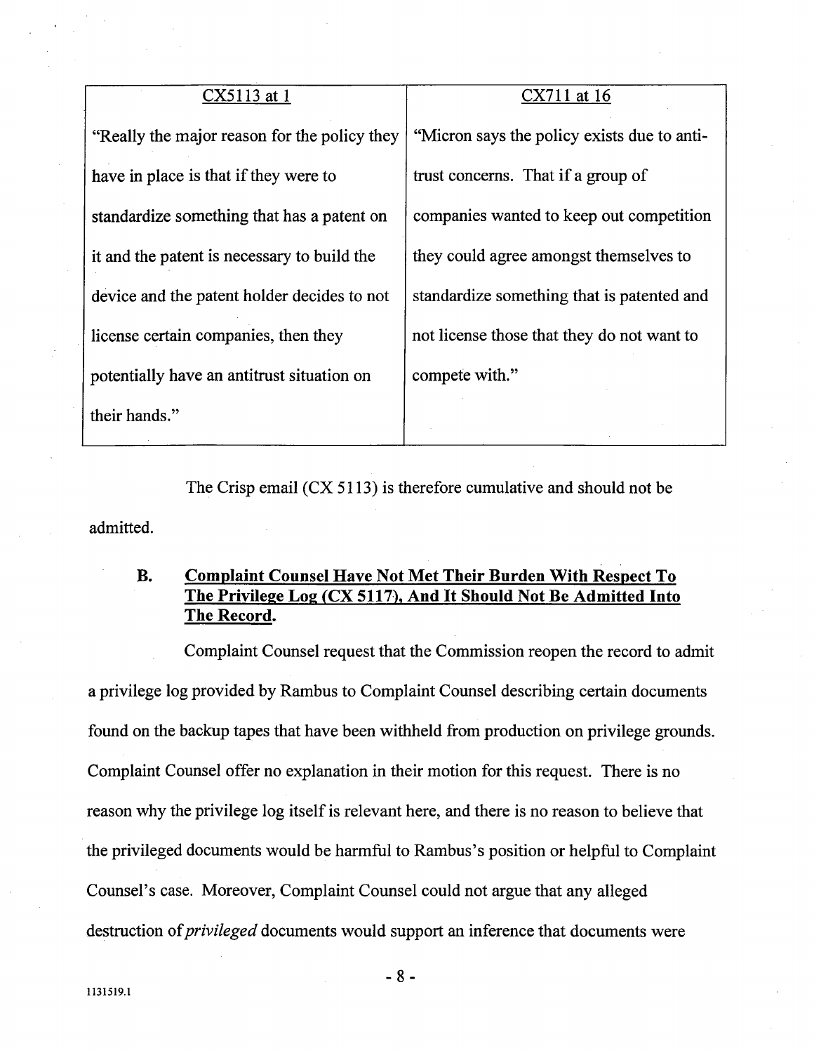| CX5113 at 1 | CX711 at 16 |
|---|---|
| "Really the major reason for the policy they have in place is that if they were to standardize something that has a patent on it and the patent is necessary to build the device and the patent holder decides to not license certain companies, then they potentially have an antitrust situation on their hands." | "Micron says the policy exists due to anti-trust concerns. That if a group of companies wanted to keep out competition they could agree amongst themselves to standardize something that is patented and not license those that they do not want to compete with." |

The Crisp email (CX 5113) is therefore cumulative and should not be admitted.

### B. Complaint Counsel Have Not Met Their Burden With Respect To The Privilege Log (CX 5117), And It Should Not Be Admitted Into The Record.

Complaint Counsel request that the Commission reopen the record to admit a privilege log provided by Rambus to Complaint Counsel describing certain documents found on the backup tapes that have been withheld from production on privilege grounds. Complaint Counsel offer no explanation in their motion for this request. There is no reason why the privilege log itself is relevant here, and there is no reason to believe that the privileged documents would be harmful to Rambus's position or helpful to Complaint Counsel's case. Moreover, Complaint Counsel could not argue that any alleged destruction of *privileged* documents would support an inference that documents were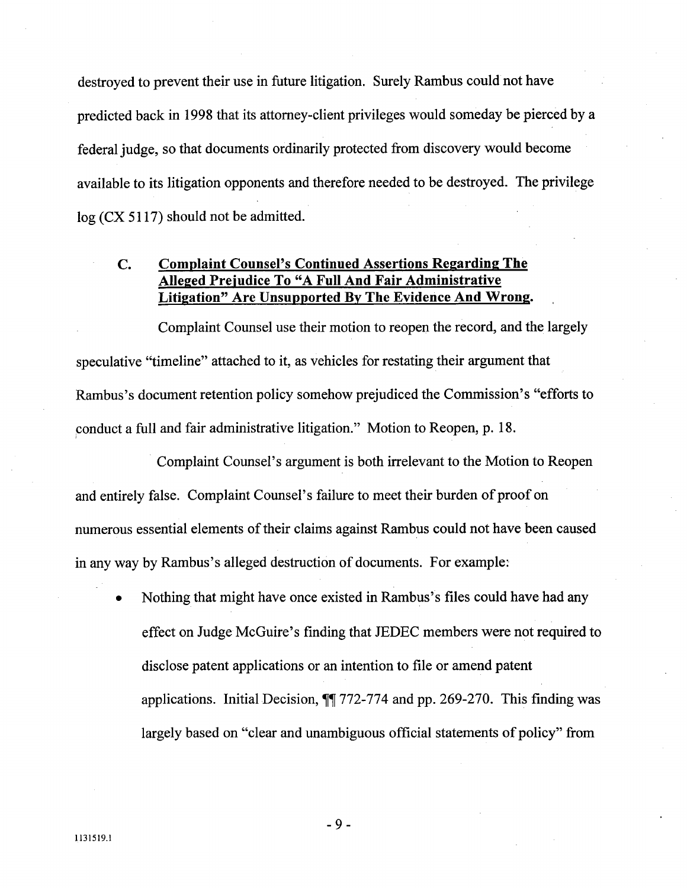destroyed to prevent their use in future litigation. Surely Rambus could not have predicted back in 1998 that its attorney-client privileges would someday be pierced by a federal judge, so that documents ordinarily protected from discovery would become available to its litigation opponents and therefore needed to be destroyed. The privilege log (CX 5117) should not be admitted.

### C. Complaint Counsel's Continued Assertions Regarding The Alleged Prejudice To "A Full And Fair Administrative Litigation" Are Unsupported By The Evidence And Wrong.

Complaint Counsel use their motion to reopen the record, and the largely speculative "timeline" attached to it, as vehicles for restating their argument that Rambus's document retention policy somehow prejudiced the Commission's "efforts to conduct a full and fair administrative litigation." Motion to Reopen, p. 18.

Complaint Counsel's argument is both irrelevant to the Motion to Reopen and entirely false. Complaint Counsel's failure to meet their burden of proof on numerous essential elements of their claims against Rambus could not have been caused in any way by Rambus's alleged destruction of documents. For example:

- Nothing that might have once existed in Rambus's files could have had any effect on Judge McGuire's finding that JEDEC members were not required to disclose patent applications or an intention to file or amend patent applications. Initial Decision, ¶¶ 772-774 and pp. 269-270. This finding was largely based on "clear and unambiguous official statements of policy" from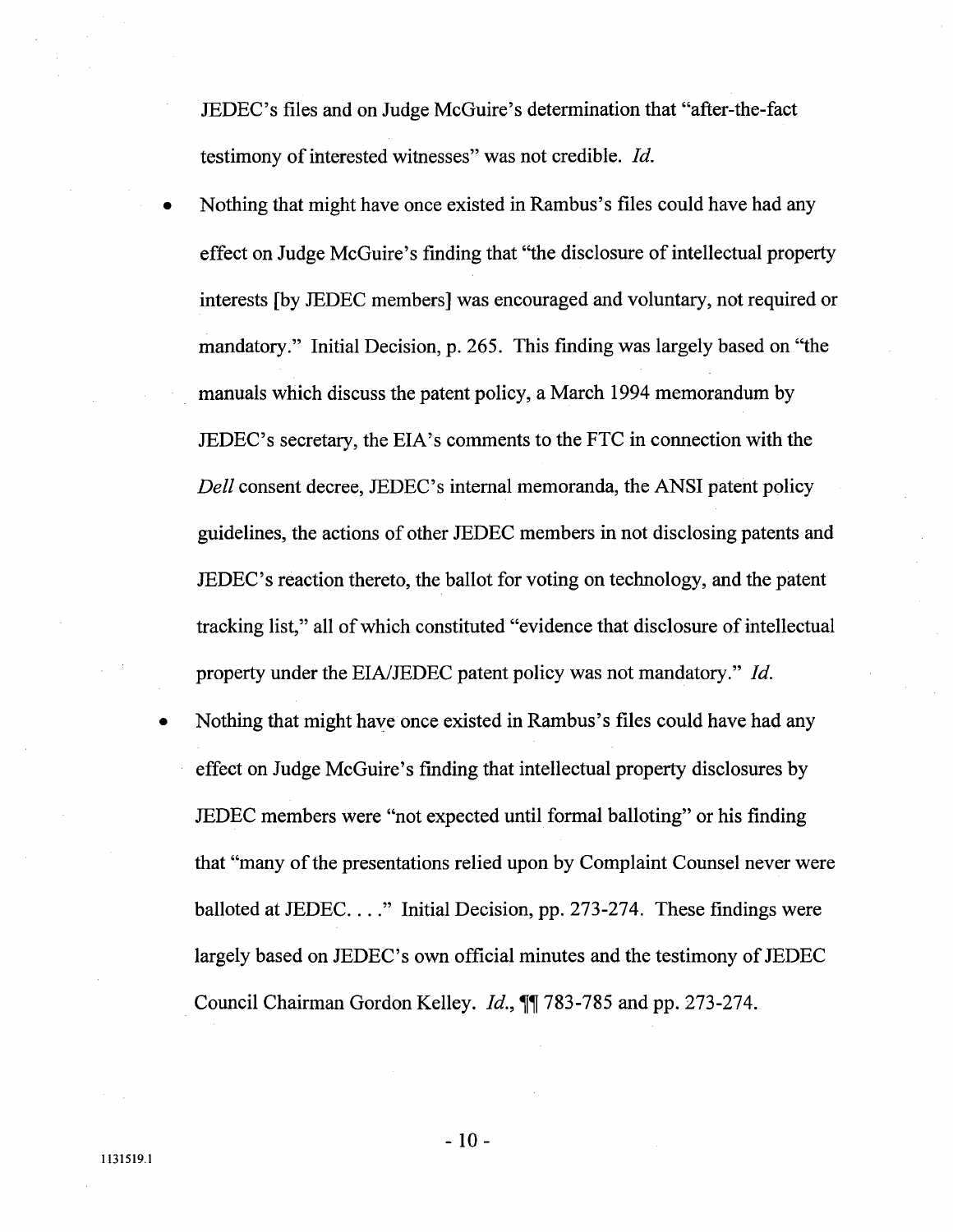JEDEC's files and on Judge McGuire's determination that "after-the-fact testimony of interested witnesses" was not credible. *Id.*

- Nothing that might have once existed in Rambus's files could have had any effect on Judge McGuire's finding that "the disclosure of intellectual property interests [by JEDEC members] was encouraged and voluntary, not required or mandatory." Initial Decision, p. 265. This finding was largely based on "the manuals which discuss the patent policy, a March 1994 memorandum by JEDEC's secretary, the EIA's comments to the FTC in connection with the *Dell* consent decree, JEDEC's internal memoranda, the ANSI patent policy guidelines, the actions of other JEDEC members in not disclosing patents and JEDEC's reaction thereto, the ballot for voting on technology, and the patent tracking list," all of which constituted "evidence that disclosure of intellectual property under the EIA/JEDEC patent policy was not mandatory." *Id.*
- Nothing that might have once existed in Rambus's files could have had any effect on Judge McGuire's finding that intellectual property disclosures by JEDEC members were "not expected until formal balloting" or his finding that "many of the presentations relied upon by Complaint Counsel never were balloted at JEDEC. . . ." Initial Decision, pp. 273-274. These findings were largely based on JEDEC's own official minutes and the testimony of JEDEC Council Chairman Gordon Kelley. *Id.*, ¶¶ 783-785 and pp. 273-274.

1131519.1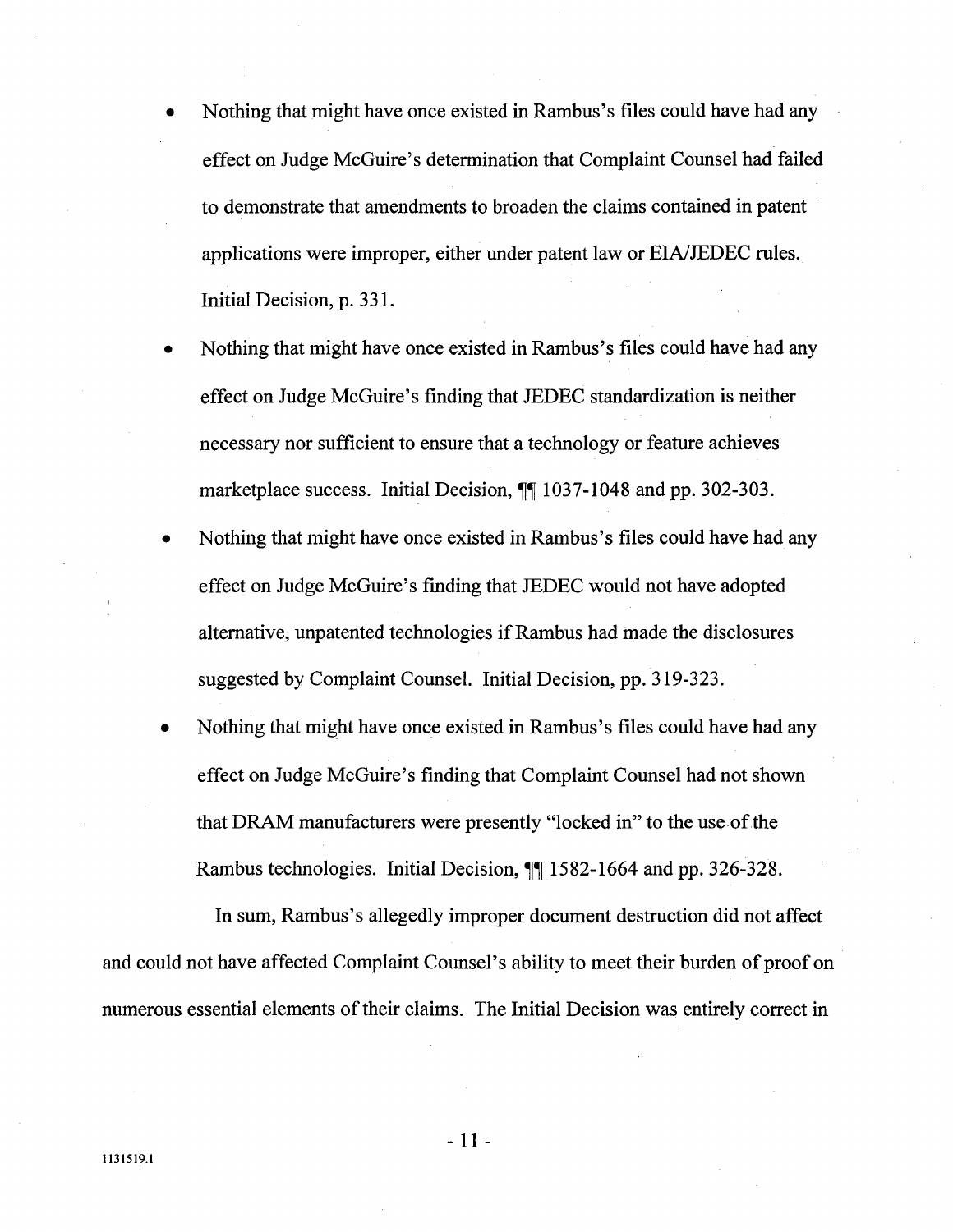- Nothing that might have once existed in Rambus's files could have had any effect on Judge McGuire's determination that Complaint Counsel had failed to demonstrate that amendments to broaden the claims contained in patent applications were improper, either under patent law or EIA/JEDEC rules. Initial Decision, p. 331.
- Nothing that might have once existed in Rambus's files could have had any effect on Judge McGuire's finding that JEDEC standardization is neither necessary nor sufficient to ensure that a technology or feature achieves marketplace success. Initial Decision, ¶¶ 1037-1048 and pp. 302-303.
- Nothing that might have once existed in Rambus's files could have had any effect on Judge McGuire's finding that JEDEC would not have adopted alternative, unpatented technologies if Rambus had made the disclosures suggested by Complaint Counsel. Initial Decision, pp. 319-323.
- Nothing that might have once existed in Rambus's files could have had any effect on Judge McGuire's finding that Complaint Counsel had not shown that DRAM manufacturers were presently "locked in" to the use of the Rambus technologies. Initial Decision, ¶¶ 1582-1664 and pp. 326-328.

In sum, Rambus's allegedly improper document destruction did not affect and could not have affected Complaint Counsel's ability to meet their burden of proof on numerous essential elements of their claims. The Initial Decision was entirely correct in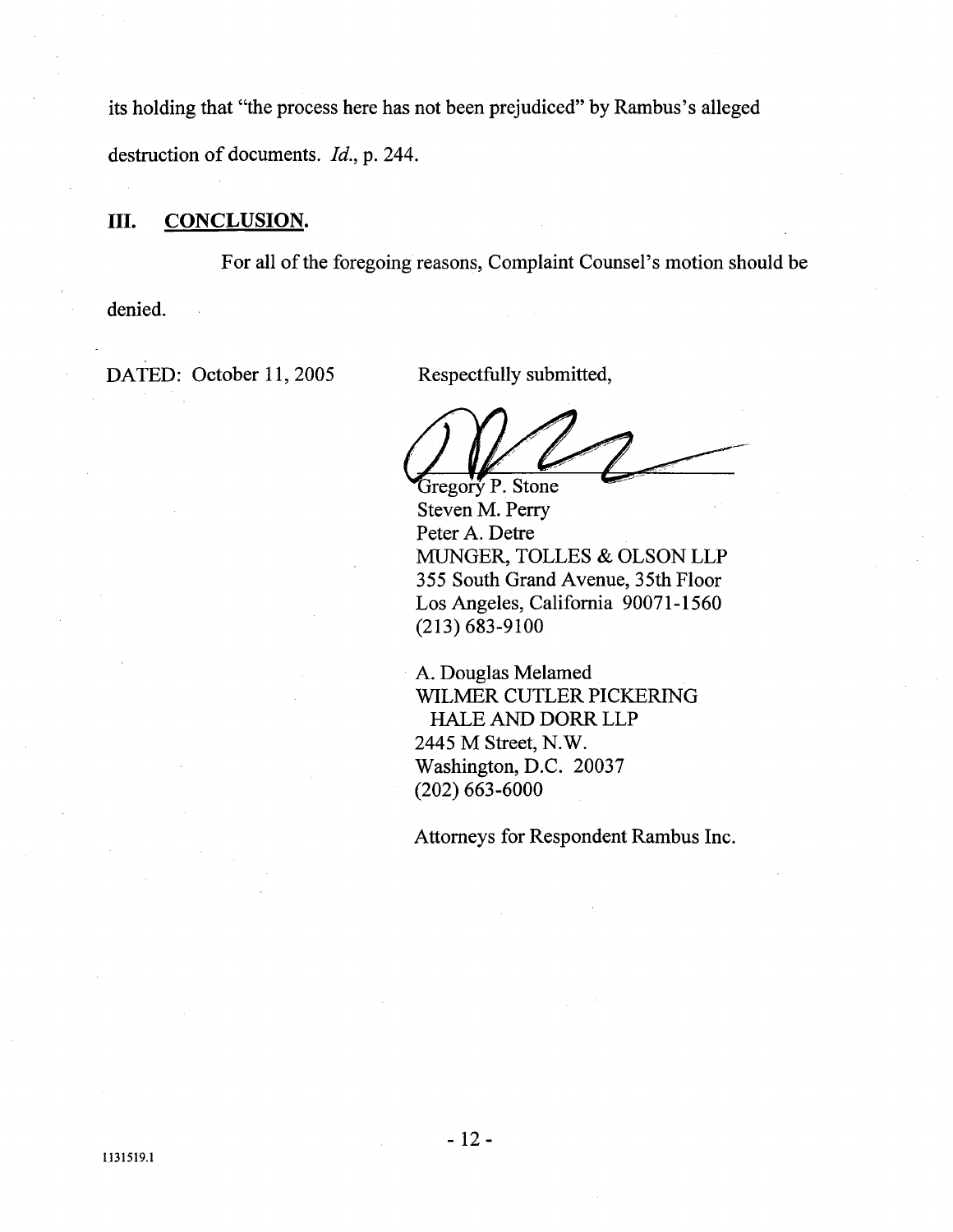its holding that "the process here has not been prejudiced" by Rambus's alleged destruction of documents. *Id.*, p. 244.

## III. CONCLUSION.

For all of the foregoing reasons, Complaint Counsel's motion should be denied.

DATED: October 11, 2005

Respectfully submitted,

Gregory P. Stone
Steven M. Perry
Peter A. Detre
MUNGER, TOLLES & OLSON LLP
355 South Grand Avenue, 35th Floor
Los Angeles, California 90071-1560
(213) 683-9100

A. Douglas Melamed
WILMER CUTLER PICKERING HALE AND DORR LLP
2445 M Street, N.W.
Washington, D.C. 20037
(202) 663-6000

Attorneys for Respondent Rambus Inc.

1131519.1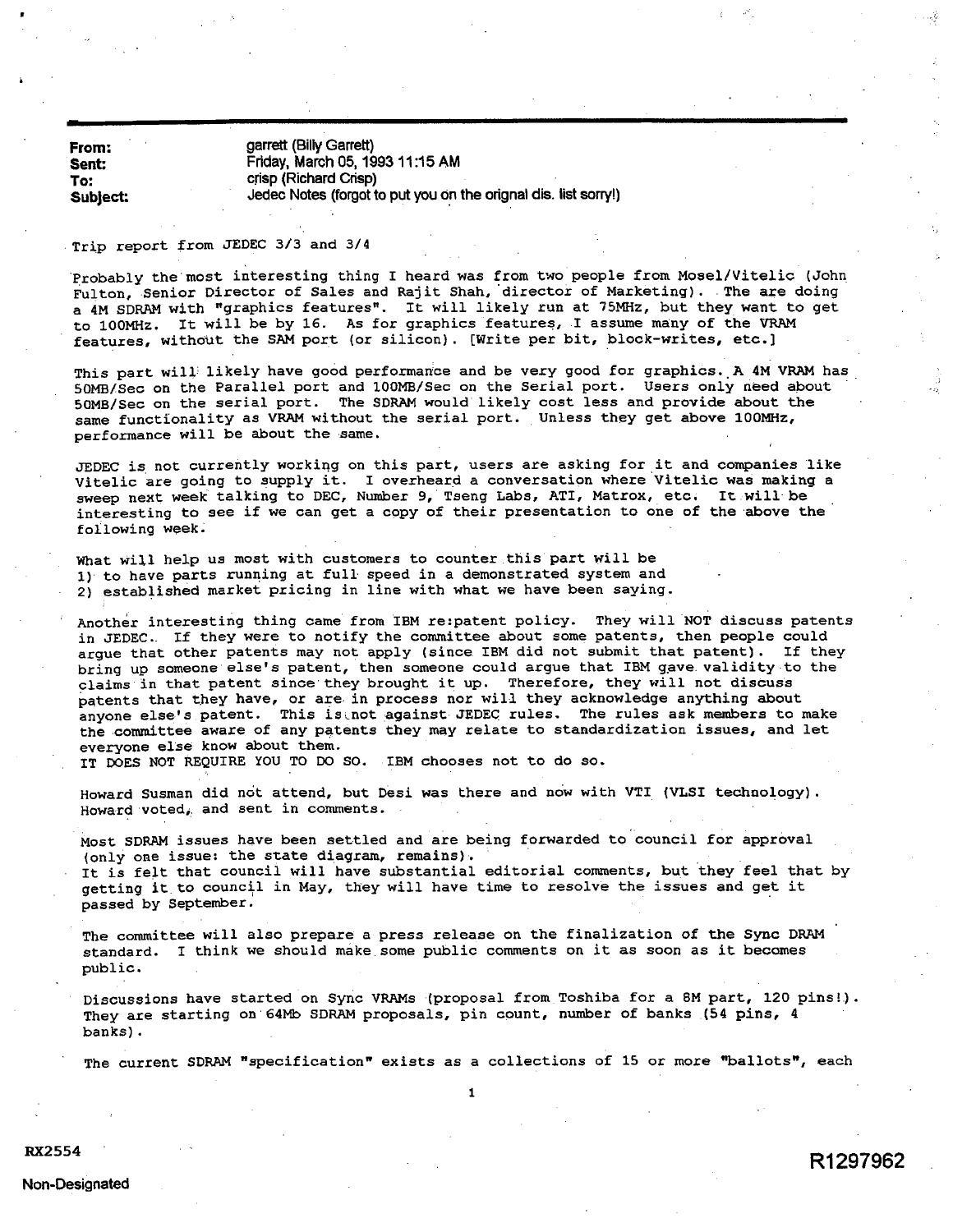**From:** garrett (Billy Garrett)
**Sent:** Friday, March 05, 1993 11:15 AM
**To:** crisp (Richard Crisp)
**Subject:** Jedec Notes (forgot to put you on the orignal dis. list sorry!)

Trip report from JEDEC 3/3 and 3/4

Probably the most interesting thing I heard was from two people from Mosel/Vitelic (John Fulton, Senior Director of Sales and Rajit Shah, director of Marketing). The are doing a 4M SDRAM with "graphics features". It will likely run at 75MHz, but they want to get to 100MHz. It will be by 16. As for graphics features, I assume many of the VRAM features, without the SAM port (or silicon). [Write per bit, block-writes, etc.]

This part will likely have good performance and be very good for graphics. A 4M VRAM has 50MB/Sec on the Parallel port and 100MB/Sec on the Serial port. Users only need about 50MB/Sec on the serial port. The SDRAM would likely cost less and provide about the same functionality as VRAM without the serial port. Unless they get above 100MHz, performance will be about the same.

JEDEC is not currently working on this part, users are asking for it and companies like Vitelic are going to supply it. I overheard a conversation where Vitelic was making a sweep next week talking to DEC, Number 9, Tseng Labs, ATI, Matrox, etc. It will be interesting to see if we can get a copy of their presentation to one of the above the following week.

What will help us most with customers to counter this part will be
1) to have parts running at full speed in a demonstrated system and
2) established market pricing in line with what we have been saying.

Another interesting thing came from IBM re:patent policy. They will NOT discuss patents in JEDEC. If they were to notify the committee about some patents, then people could argue that other patents may not apply (since IBM did not submit that patent). If they bring up someone else's patent, then someone could argue that IBM gave validity to the claims in that patent since they brought it up. Therefore, they will not discuss patents that they have, or are in process nor will they acknowledge anything about anyone else's patent. This is not against JEDEC rules. The rules ask members to make the committee aware of any patents they may relate to standardization issues, and let everyone else know about them.
IT DOES NOT REQUIRE YOU TO DO SO. IBM chooses not to do so.

Howard Susman did not attend, but Desi was there and now with VTI (VLSI technology). Howard voted, and sent in comments.

Most SDRAM issues have been settled and are being forwarded to council for approval (only one issue: the state diagram, remains).
It is felt that council will have substantial editorial comments, but they feel that by getting it to council in May, they will have time to resolve the issues and get it passed by September.

The committee will also prepare a press release on the finalization of the Sync DRAM standard. I think we should make some public comments on it as soon as it becomes public.

Discussions have started on Sync VRAMs (proposal from Toshiba for a 8M part, 120 pins!). They are starting on 64Mb SDRAM proposals, pin count, number of banks (54 pins, 4 banks).

The current SDRAM "specification" exists as a collections of 15 or more "ballots", each

RX2554

Non-Designated

R1297962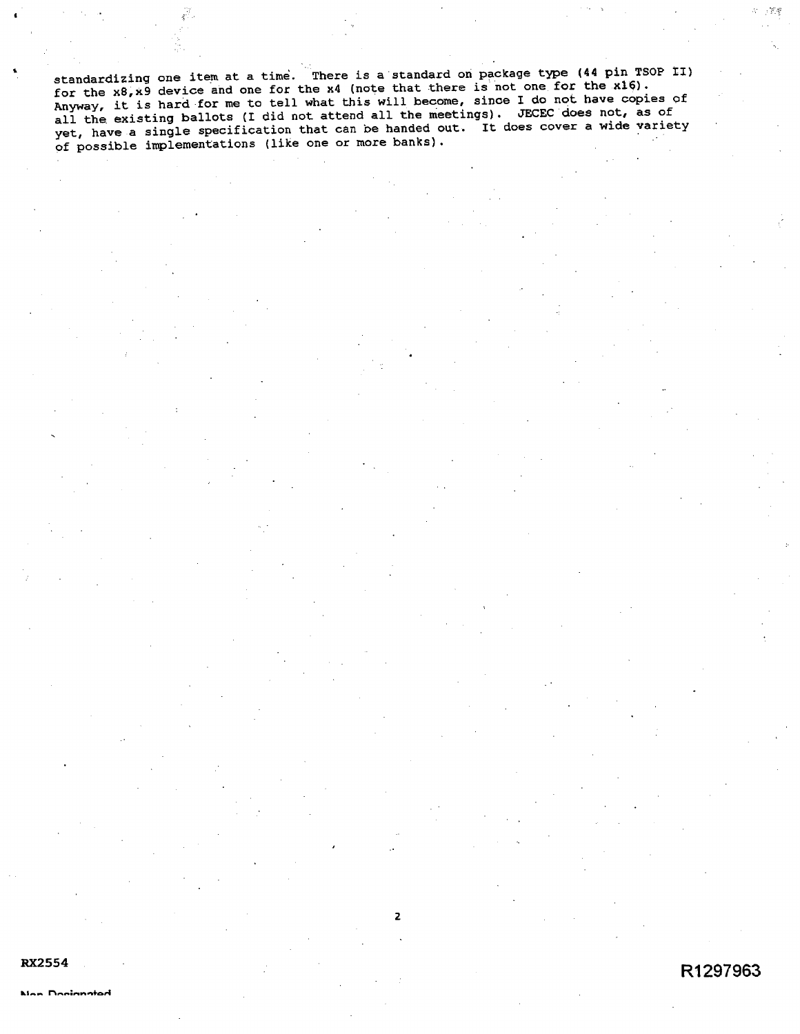standardizing one item at a time. There is a standard on package type (44 pin TSOP II) for the x8,x9 device and one for the x4 (note that there is not one for the x16). Anyway, it is hard for me to tell what this will become, since I do not have copies of all the existing ballots (I did not attend all the meetings). JECEC does not, as of yet, have a single specification that can be handed out. It does cover a wide variety of possible implementations (like one or more banks).

RX2554

R1297963

Non Designated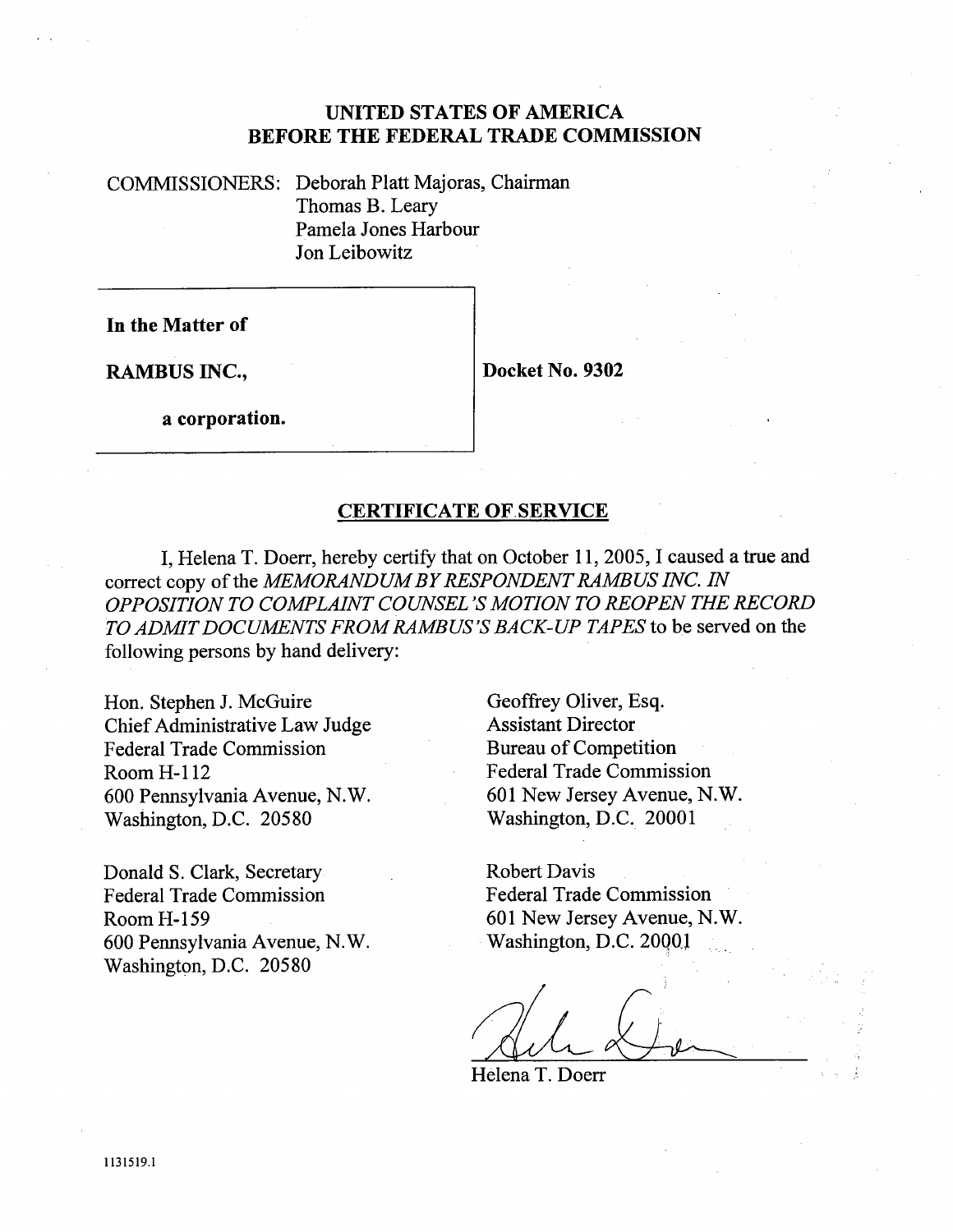# UNITED STATES OF AMERICA
# BEFORE THE FEDERAL TRADE COMMISSION

COMMISSIONERS: Deborah Platt Majoras, Chairman
Thomas B. Leary
Pamela Jones Harbour
Jon Leibowitz

**In the Matter of**

**RAMBUS INC.,**

**a corporation.**

**Docket No. 9302**

## CERTIFICATE OF SERVICE

I, Helena T. Doerr, hereby certify that on October 11, 2005, I caused a true and correct copy of the *MEMORANDUM BY RESPONDENT RAMBUS INC. IN OPPOSITION TO COMPLAINT COUNSEL'S MOTION TO REOPEN THE RECORD TO ADMIT DOCUMENTS FROM RAMBUS'S BACK-UP TAPES* to be served on the following persons by hand delivery:

Hon. Stephen J. McGuire
Chief Administrative Law Judge
Federal Trade Commission
Room H-112
600 Pennsylvania Avenue, N.W.
Washington, D.C. 20580

Geoffrey Oliver, Esq.
Assistant Director
Bureau of Competition
Federal Trade Commission
601 New Jersey Avenue, N.W.
Washington, D.C. 20001

Donald S. Clark, Secretary
Federal Trade Commission
Room H-159
600 Pennsylvania Avenue, N.W.
Washington, D.C. 20580

Robert Davis
Federal Trade Commission
601 New Jersey Avenue, N.W.
Washington, D.C. 20001

Helena T. Doerr

1131519.1